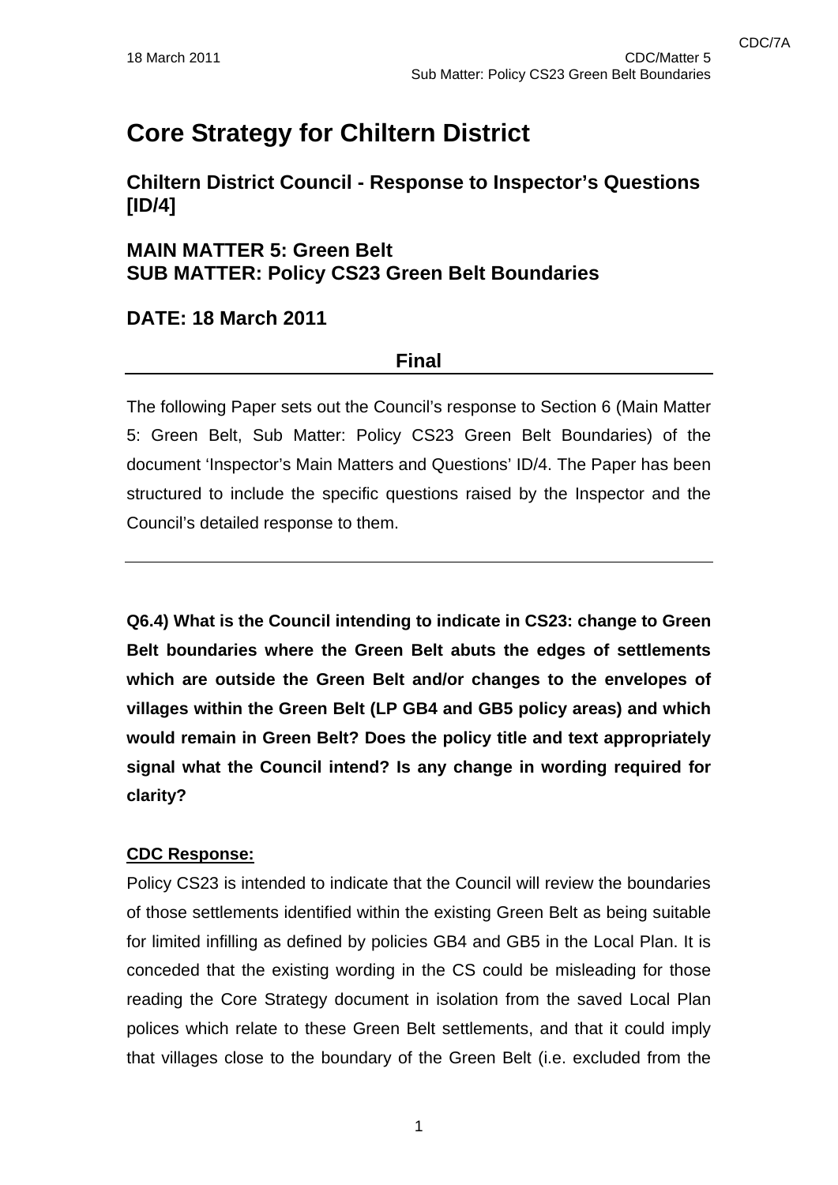# Core Strategy for Chiltern District

## Chiltern District Council - Response to Inspector's Questions [ID/4]

## MAIN MATTER 5: Green Belt
## SUB MATTER: Policy CS23 Green Belt Boundaries

## DATE: 18 March 2011

**Final**

---

The following Paper sets out the Council's response to Section 6 (Main Matter 5: Green Belt, Sub Matter: Policy CS23 Green Belt Boundaries) of the document 'Inspector's Main Matters and Questions' ID/4. The Paper has been structured to include the specific questions raised by the Inspector and the Council's detailed response to them.

---

**Q6.4) What is the Council intending to indicate in CS23: change to Green Belt boundaries where the Green Belt abuts the edges of settlements which are outside the Green Belt and/or changes to the envelopes of villages within the Green Belt (LP GB4 and GB5 policy areas) and which would remain in Green Belt? Does the policy title and text appropriately signal what the Council intend? Is any change in wording required for clarity?**

**CDC Response:**

Policy CS23 is intended to indicate that the Council will review the boundaries of those settlements identified within the existing Green Belt as being suitable for limited infilling as defined by policies GB4 and GB5 in the Local Plan. It is conceded that the existing wording in the CS could be misleading for those reading the Core Strategy document in isolation from the saved Local Plan polices which relate to these Green Belt settlements, and that it could imply that villages close to the boundary of the Green Belt (i.e. excluded from the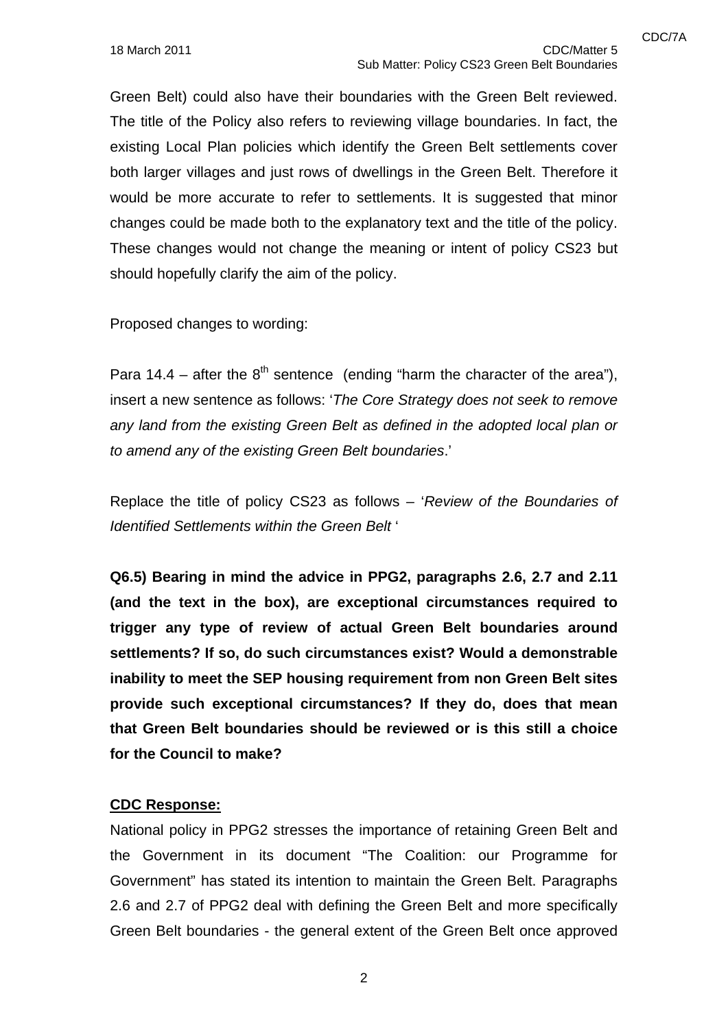Green Belt) could also have their boundaries with the Green Belt reviewed. The title of the Policy also refers to reviewing village boundaries. In fact, the existing Local Plan policies which identify the Green Belt settlements cover both larger villages and just rows of dwellings in the Green Belt. Therefore it would be more accurate to refer to settlements. It is suggested that minor changes could be made both to the explanatory text and the title of the policy. These changes would not change the meaning or intent of policy CS23 but should hopefully clarify the aim of the policy.

Proposed changes to wording:

Para 14.4 – after the 8th sentence (ending "harm the character of the area"), insert a new sentence as follows: '*The Core Strategy does not seek to remove any land from the existing Green Belt as defined in the adopted local plan or to amend any of the existing Green Belt boundaries*.'

Replace the title of policy CS23 as follows – '*Review of the Boundaries of Identified Settlements within the Green Belt* '

**Q6.5) Bearing in mind the advice in PPG2, paragraphs 2.6, 2.7 and 2.11 (and the text in the box), are exceptional circumstances required to trigger any type of review of actual Green Belt boundaries around settlements? If so, do such circumstances exist? Would a demonstrable inability to meet the SEP housing requirement from non Green Belt sites provide such exceptional circumstances? If they do, does that mean that Green Belt boundaries should be reviewed or is this still a choice for the Council to make?**

**CDC Response:**

National policy in PPG2 stresses the importance of retaining Green Belt and the Government in its document "The Coalition: our Programme for Government" has stated its intention to maintain the Green Belt. Paragraphs 2.6 and 2.7 of PPG2 deal with defining the Green Belt and more specifically Green Belt boundaries - the general extent of the Green Belt once approved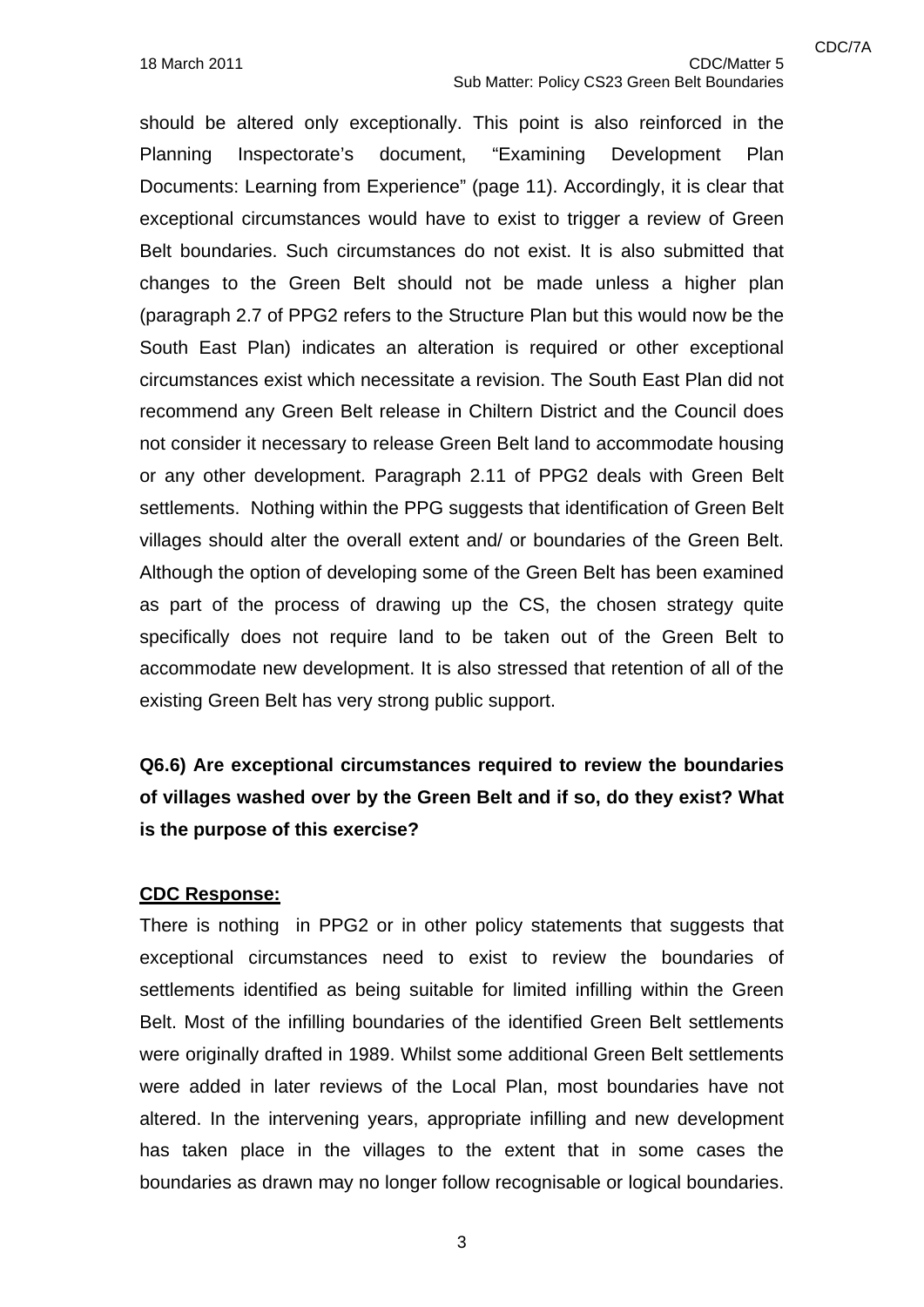should be altered only exceptionally. This point is also reinforced in the Planning Inspectorate's document, "Examining Development Plan Documents: Learning from Experience" (page 11). Accordingly, it is clear that exceptional circumstances would have to exist to trigger a review of Green Belt boundaries. Such circumstances do not exist. It is also submitted that changes to the Green Belt should not be made unless a higher plan (paragraph 2.7 of PPG2 refers to the Structure Plan but this would now be the South East Plan) indicates an alteration is required or other exceptional circumstances exist which necessitate a revision. The South East Plan did not recommend any Green Belt release in Chiltern District and the Council does not consider it necessary to release Green Belt land to accommodate housing or any other development. Paragraph 2.11 of PPG2 deals with Green Belt settlements. Nothing within the PPG suggests that identification of Green Belt villages should alter the overall extent and/ or boundaries of the Green Belt. Although the option of developing some of the Green Belt has been examined as part of the process of drawing up the CS, the chosen strategy quite specifically does not require land to be taken out of the Green Belt to accommodate new development. It is also stressed that retention of all of the existing Green Belt has very strong public support.

**Q6.6) Are exceptional circumstances required to review the boundaries of villages washed over by the Green Belt and if so, do they exist? What is the purpose of this exercise?**

**CDC Response:**

There is nothing in PPG2 or in other policy statements that suggests that exceptional circumstances need to exist to review the boundaries of settlements identified as being suitable for limited infilling within the Green Belt. Most of the infilling boundaries of the identified Green Belt settlements were originally drafted in 1989. Whilst some additional Green Belt settlements were added in later reviews of the Local Plan, most boundaries have not altered. In the intervening years, appropriate infilling and new development has taken place in the villages to the extent that in some cases the boundaries as drawn may no longer follow recognisable or logical boundaries.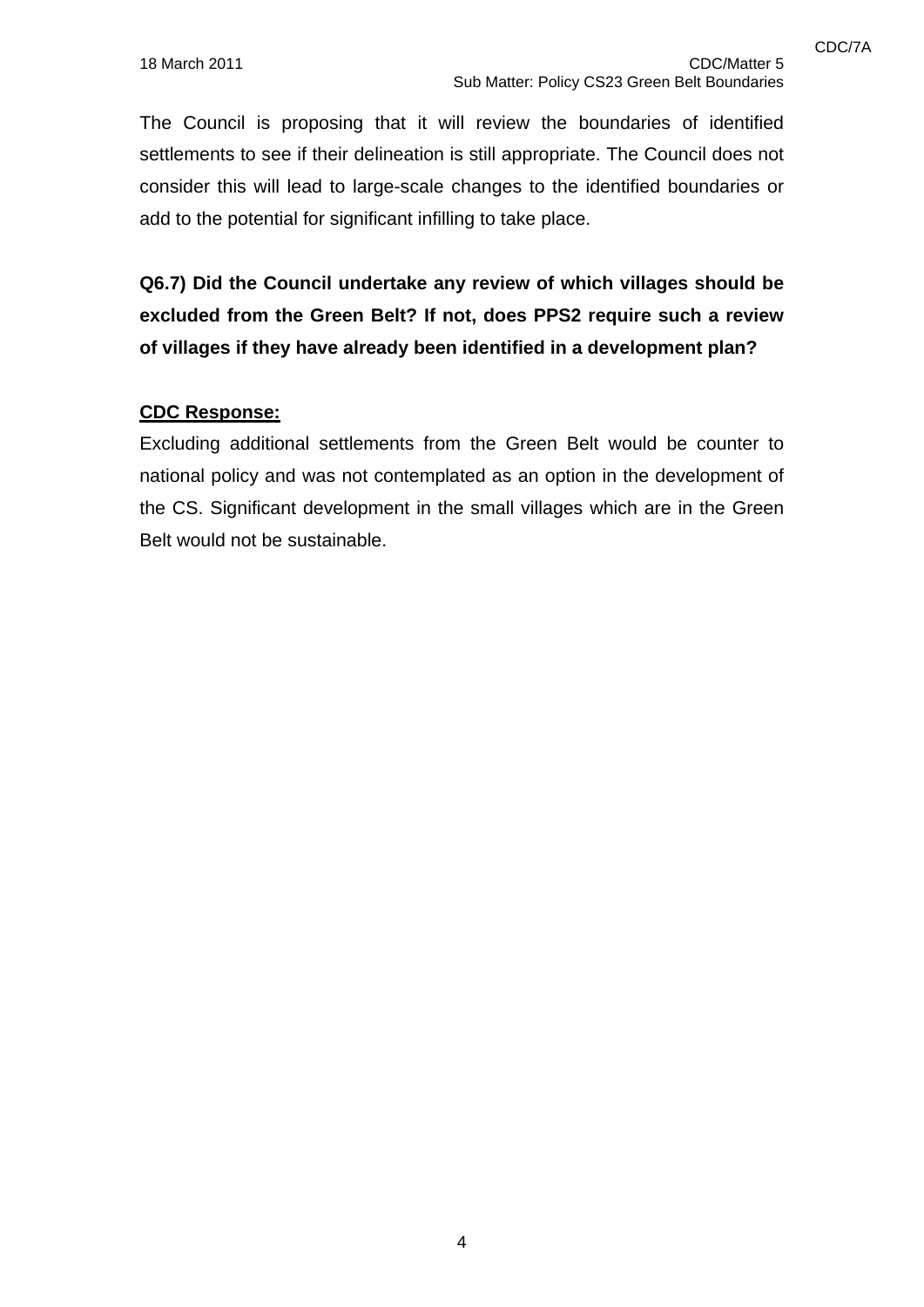The Council is proposing that it will review the boundaries of identified settlements to see if their delineation is still appropriate. The Council does not consider this will lead to large-scale changes to the identified boundaries or add to the potential for significant infilling to take place.

**Q6.7) Did the Council undertake any review of which villages should be excluded from the Green Belt? If not, does PPS2 require such a review of villages if they have already been identified in a development plan?**

**CDC Response:**

Excluding additional settlements from the Green Belt would be counter to national policy and was not contemplated as an option in the development of the CS. Significant development in the small villages which are in the Green Belt would not be sustainable.